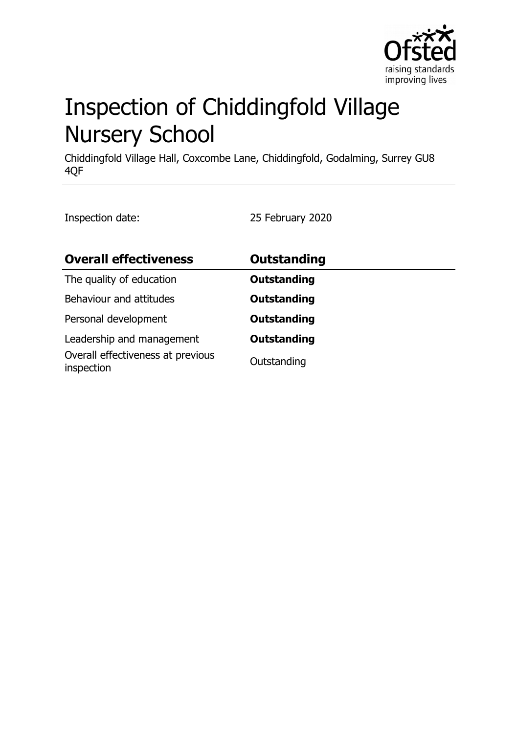# Inspection of Chiddingfold Village Nursery School

Chiddingfold Village Hall, Coxcombe Lane, Chiddingfold, Godalming, Surrey GU8 4QF

Inspection date: 25 February 2020

| **Overall effectiveness** | **Outstanding** |
|---|---|
| The quality of education | **Outstanding** |
| Behaviour and attitudes | **Outstanding** |
| Personal development | **Outstanding** |
| Leadership and management | **Outstanding** |
| Overall effectiveness at previous inspection | Outstanding |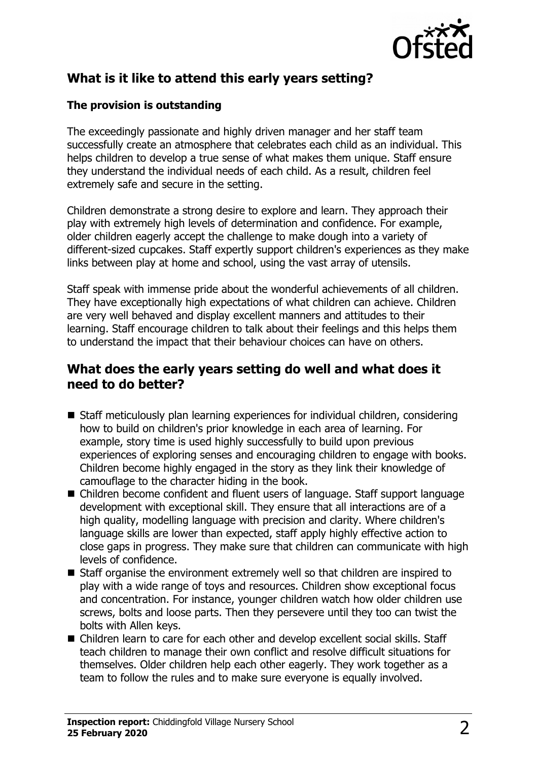## What is it like to attend this early years setting?

### The provision is outstanding

The exceedingly passionate and highly driven manager and her staff team successfully create an atmosphere that celebrates each child as an individual. This helps children to develop a true sense of what makes them unique. Staff ensure they understand the individual needs of each child. As a result, children feel extremely safe and secure in the setting.

Children demonstrate a strong desire to explore and learn. They approach their play with extremely high levels of determination and confidence. For example, older children eagerly accept the challenge to make dough into a variety of different-sized cupcakes. Staff expertly support children's experiences as they make links between play at home and school, using the vast array of utensils.

Staff speak with immense pride about the wonderful achievements of all children. They have exceptionally high expectations of what children can achieve. Children are very well behaved and display excellent manners and attitudes to their learning. Staff encourage children to talk about their feelings and this helps them to understand the impact that their behaviour choices can have on others.

## What does the early years setting do well and what does it need to do better?

- Staff meticulously plan learning experiences for individual children, considering how to build on children's prior knowledge in each area of learning. For example, story time is used highly successfully to build upon previous experiences of exploring senses and encouraging children to engage with books. Children become highly engaged in the story as they link their knowledge of camouflage to the character hiding in the book.
- Children become confident and fluent users of language. Staff support language development with exceptional skill. They ensure that all interactions are of a high quality, modelling language with precision and clarity. Where children's language skills are lower than expected, staff apply highly effective action to close gaps in progress. They make sure that children can communicate with high levels of confidence.
- Staff organise the environment extremely well so that children are inspired to play with a wide range of toys and resources. Children show exceptional focus and concentration. For instance, younger children watch how older children use screws, bolts and loose parts. Then they persevere until they too can twist the bolts with Allen keys.
- Children learn to care for each other and develop excellent social skills. Staff teach children to manage their own conflict and resolve difficult situations for themselves. Older children help each other eagerly. They work together as a team to follow the rules and to make sure everyone is equally involved.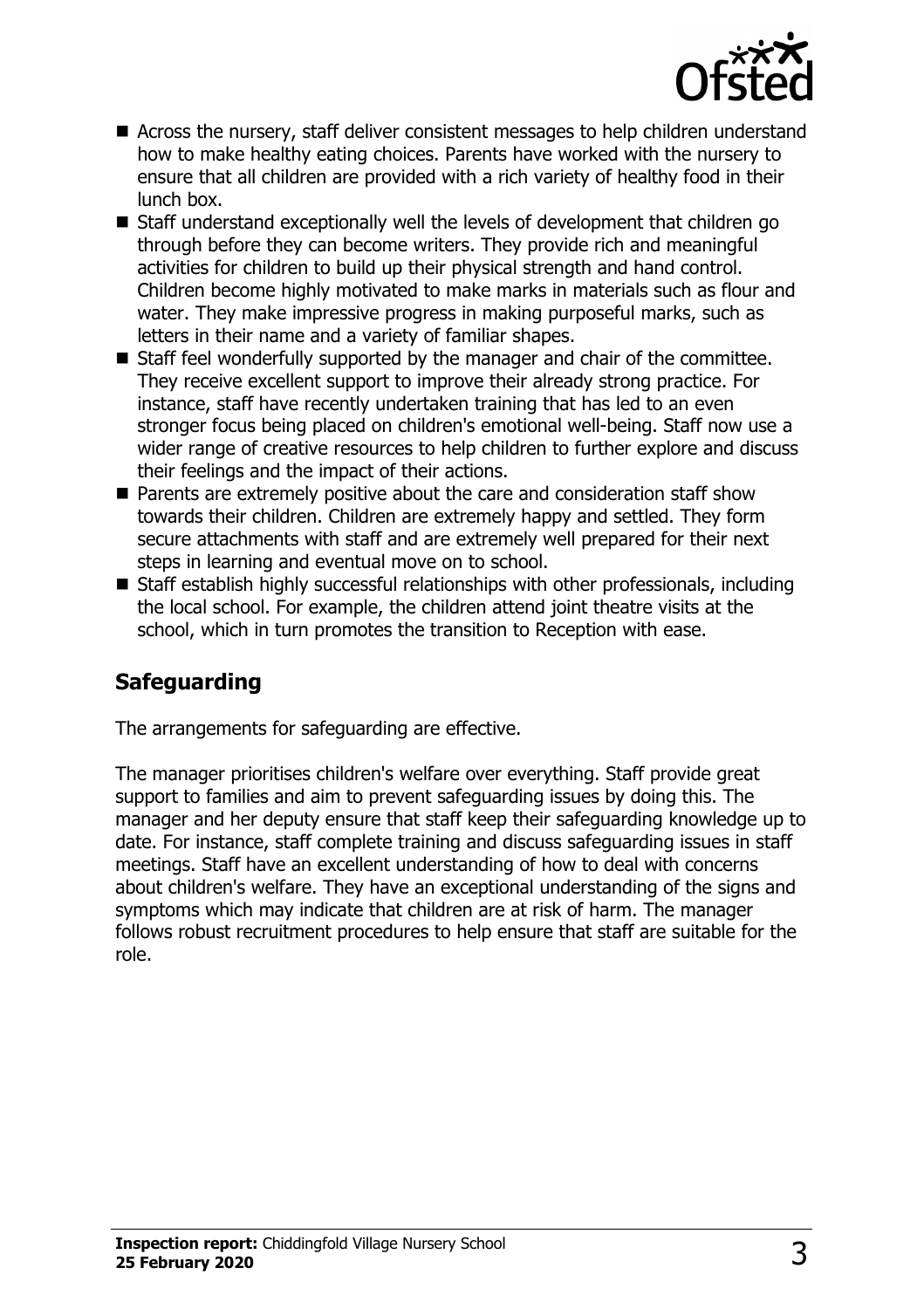- Across the nursery, staff deliver consistent messages to help children understand how to make healthy eating choices. Parents have worked with the nursery to ensure that all children are provided with a rich variety of healthy food in their lunch box.
- Staff understand exceptionally well the levels of development that children go through before they can become writers. They provide rich and meaningful activities for children to build up their physical strength and hand control. Children become highly motivated to make marks in materials such as flour and water. They make impressive progress in making purposeful marks, such as letters in their name and a variety of familiar shapes.
- Staff feel wonderfully supported by the manager and chair of the committee. They receive excellent support to improve their already strong practice. For instance, staff have recently undertaken training that has led to an even stronger focus being placed on children's emotional well-being. Staff now use a wider range of creative resources to help children to further explore and discuss their feelings and the impact of their actions.
- Parents are extremely positive about the care and consideration staff show towards their children. Children are extremely happy and settled. They form secure attachments with staff and are extremely well prepared for their next steps in learning and eventual move on to school.
- Staff establish highly successful relationships with other professionals, including the local school. For example, the children attend joint theatre visits at the school, which in turn promotes the transition to Reception with ease.

## Safeguarding

The arrangements for safeguarding are effective.

The manager prioritises children's welfare over everything. Staff provide great support to families and aim to prevent safeguarding issues by doing this. The manager and her deputy ensure that staff keep their safeguarding knowledge up to date. For instance, staff complete training and discuss safeguarding issues in staff meetings. Staff have an excellent understanding of how to deal with concerns about children's welfare. They have an exceptional understanding of the signs and symptoms which may indicate that children are at risk of harm. The manager follows robust recruitment procedures to help ensure that staff are suitable for the role.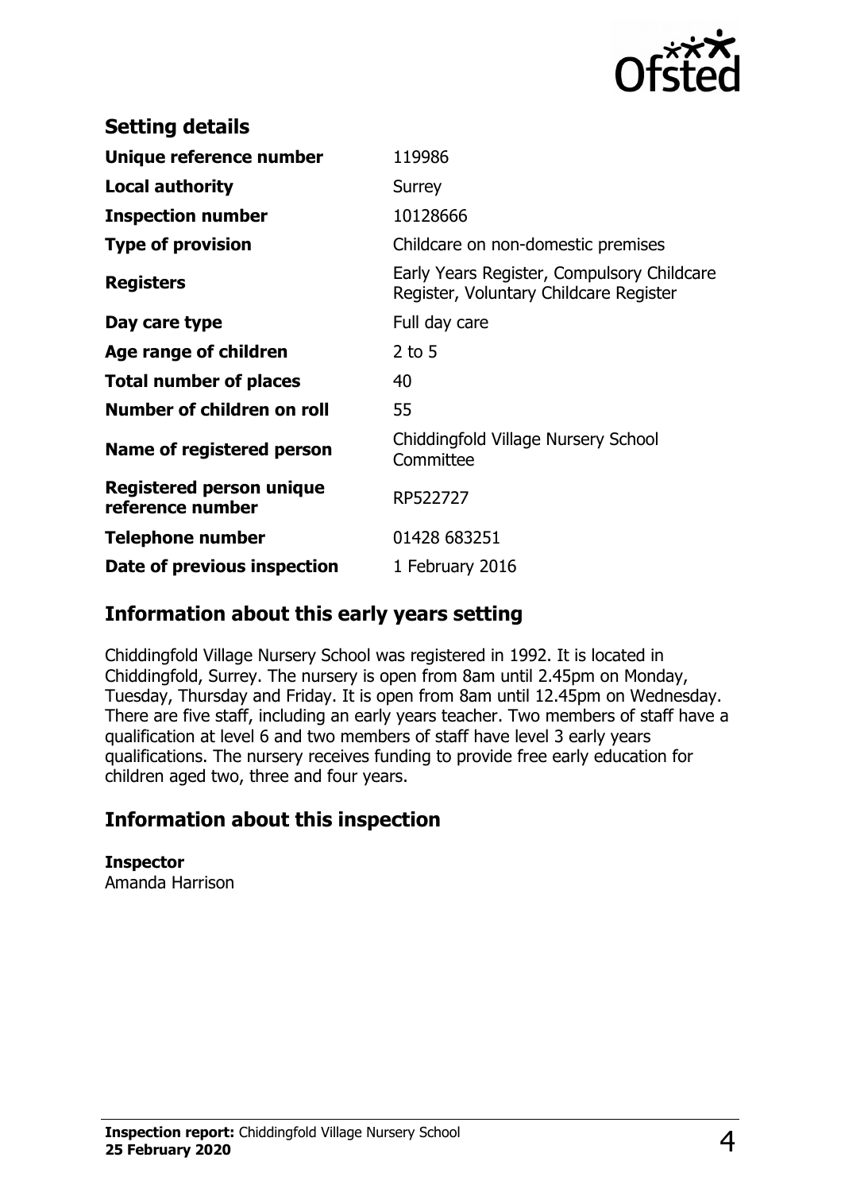## Setting details

| | |
|---|---|
| **Unique reference number** | 119986 |
| **Local authority** | Surrey |
| **Inspection number** | 10128666 |
| **Type of provision** | Childcare on non-domestic premises |
| **Registers** | Early Years Register, Compulsory Childcare Register, Voluntary Childcare Register |
| **Day care type** | Full day care |
| **Age range of children** | 2 to 5 |
| **Total number of places** | 40 |
| **Number of children on roll** | 55 |
| **Name of registered person** | Chiddingfold Village Nursery School Committee |
| **Registered person unique reference number** | RP522727 |
| **Telephone number** | 01428 683251 |
| **Date of previous inspection** | 1 February 2016 |

## Information about this early years setting

Chiddingfold Village Nursery School was registered in 1992. It is located in Chiddingfold, Surrey. The nursery is open from 8am until 2.45pm on Monday, Tuesday, Thursday and Friday. It is open from 8am until 12.45pm on Wednesday. There are five staff, including an early years teacher. Two members of staff have a qualification at level 6 and two members of staff have level 3 early years qualifications. The nursery receives funding to provide free early education for children aged two, three and four years.

## Information about this inspection

**Inspector**
Amanda Harrison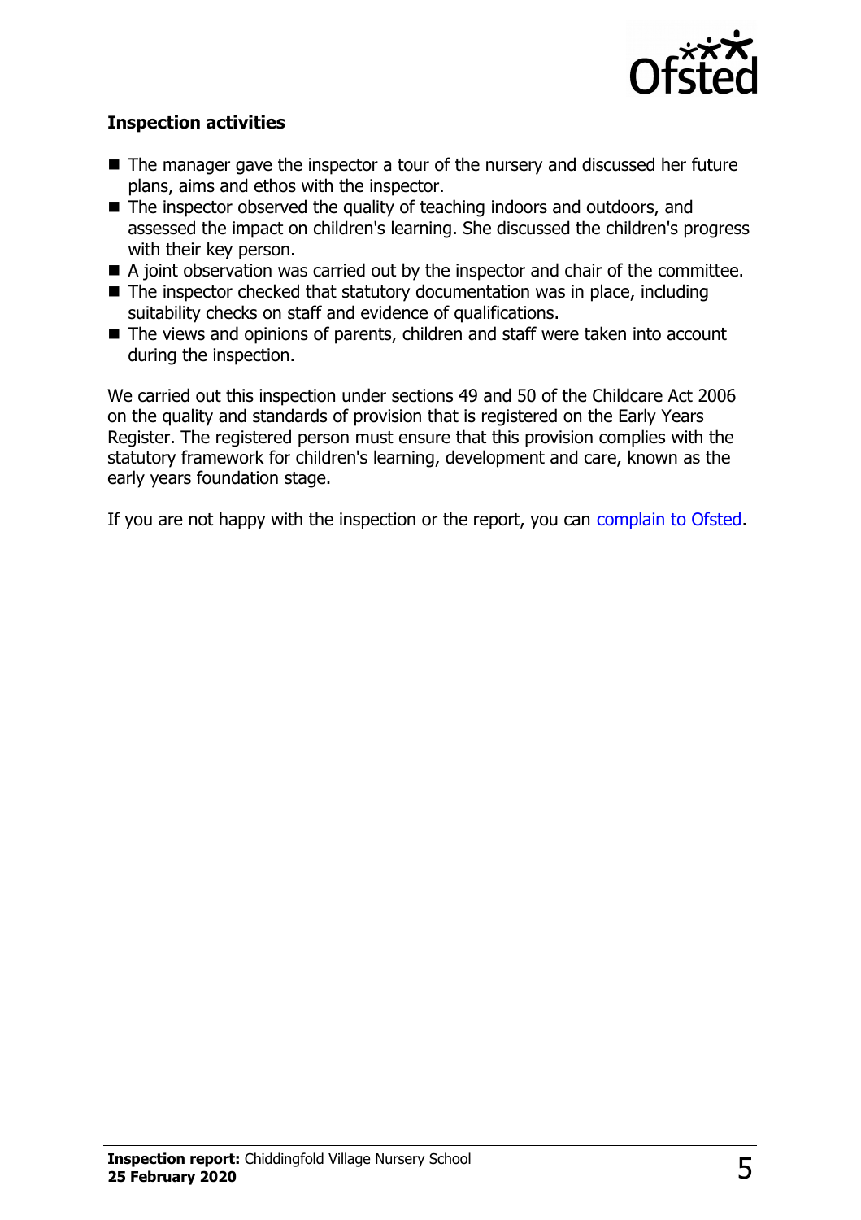**Inspection activities**

- The manager gave the inspector a tour of the nursery and discussed her future plans, aims and ethos with the inspector.
- The inspector observed the quality of teaching indoors and outdoors, and assessed the impact on children's learning. She discussed the children's progress with their key person.
- A joint observation was carried out by the inspector and chair of the committee.
- The inspector checked that statutory documentation was in place, including suitability checks on staff and evidence of qualifications.
- The views and opinions of parents, children and staff were taken into account during the inspection.

We carried out this inspection under sections 49 and 50 of the Childcare Act 2006 on the quality and standards of provision that is registered on the Early Years Register. The registered person must ensure that this provision complies with the statutory framework for children's learning, development and care, known as the early years foundation stage.

If you are not happy with the inspection or the report, you can complain to Ofsted.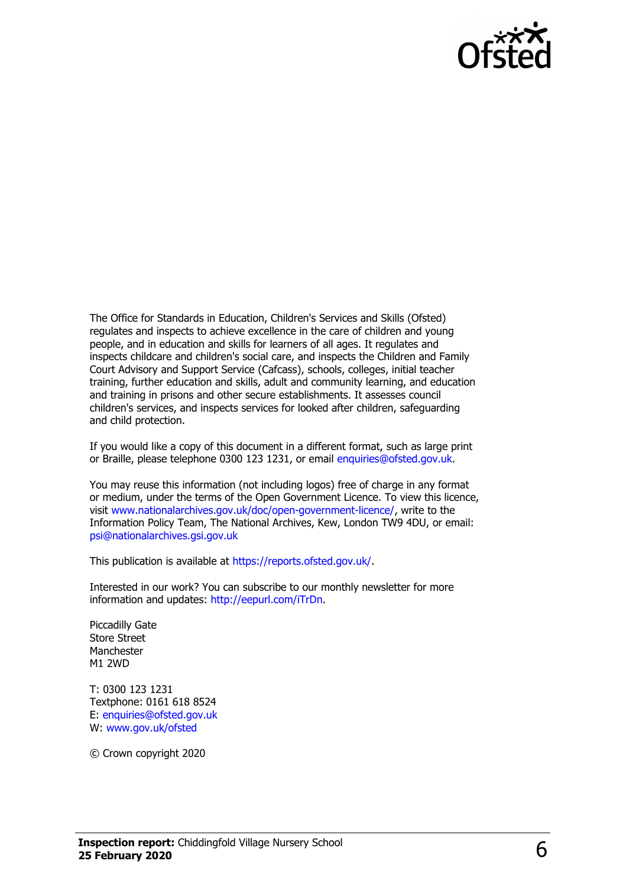The Office for Standards in Education, Children's Services and Skills (Ofsted) regulates and inspects to achieve excellence in the care of children and young people, and in education and skills for learners of all ages. It regulates and inspects childcare and children's social care, and inspects the Children and Family Court Advisory and Support Service (Cafcass), schools, colleges, initial teacher training, further education and skills, adult and community learning, and education and training in prisons and other secure establishments. It assesses council children's services, and inspects services for looked after children, safeguarding and child protection.

If you would like a copy of this document in a different format, such as large print or Braille, please telephone 0300 123 1231, or email enquiries@ofsted.gov.uk.

You may reuse this information (not including logos) free of charge in any format or medium, under the terms of the Open Government Licence. To view this licence, visit www.nationalarchives.gov.uk/doc/open-government-licence/, write to the Information Policy Team, The National Archives, Kew, London TW9 4DU, or email: psi@nationalarchives.gsi.gov.uk

This publication is available at https://reports.ofsted.gov.uk/.

Interested in our work? You can subscribe to our monthly newsletter for more information and updates: http://eepurl.com/iTrDn.

Piccadilly Gate
Store Street
Manchester
M1 2WD

T: 0300 123 1231
Textphone: 0161 618 8524
E: enquiries@ofsted.gov.uk
W: www.gov.uk/ofsted

© Crown copyright 2020